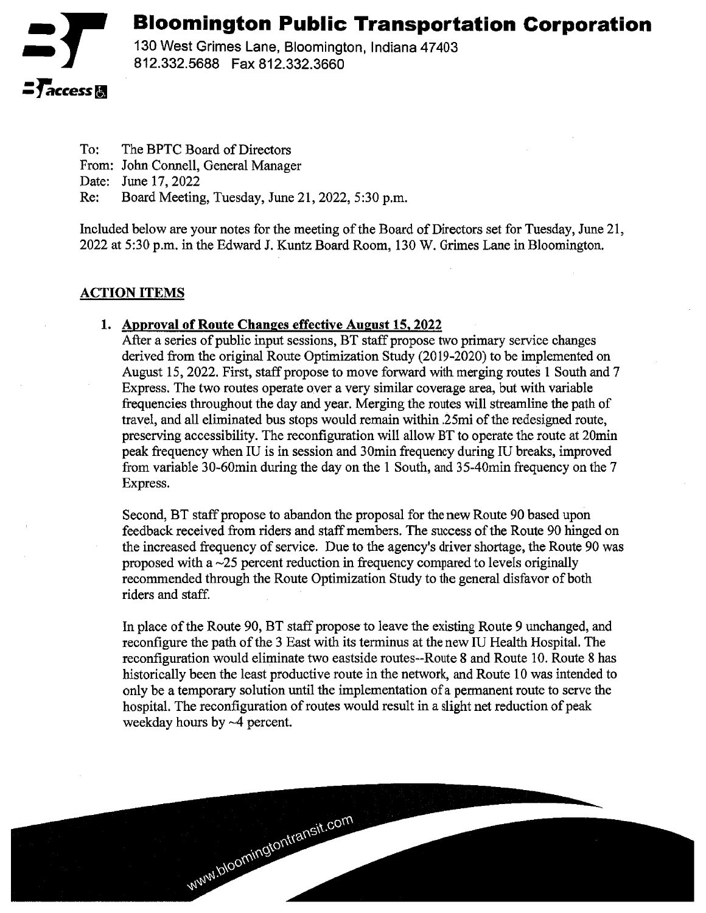# Bloomington Public Transportation Corporation

130 West Grimes Lane, Bloomington, Indiana 47403
812.332.5688 Fax 812.332.3660

To: The BPTC Board of Directors
From: John Connell, General Manager
Date: June 17, 2022
Re: Board Meeting, Tuesday, June 21, 2022, 5:30 p.m.

Included below are your notes for the meeting of the Board of Directors set for Tuesday, June 21, 2022 at 5:30 p.m. in the Edward J. Kuntz Board Room, 130 W. Grimes Lane in Bloomington.

## ACTION ITEMS

1. **Approval of Route Changes effective August 15, 2022**

   After a series of public input sessions, BT staff propose two primary service changes derived from the original Route Optimization Study (2019-2020) to be implemented on August 15, 2022. First, staff propose to move forward with merging routes 1 South and 7 Express. The two routes operate over a very similar coverage area, but with variable frequencies throughout the day and year. Merging the routes will streamline the path of travel, and all eliminated bus stops would remain within .25mi of the redesigned route, preserving accessibility. The reconfiguration will allow BT to operate the route at 20min peak frequency when IU is in session and 30min frequency during IU breaks, improved from variable 30-60min during the day on the 1 South, and 35-40min frequency on the 7 Express.

   Second, BT staff propose to abandon the proposal for the new Route 90 based upon feedback received from riders and staff members. The success of the Route 90 hinged on the increased frequency of service. Due to the agency's driver shortage, the Route 90 was proposed with a ~25 percent reduction in frequency compared to levels originally recommended through the Route Optimization Study to the general disfavor of both riders and staff.

   In place of the Route 90, BT staff propose to leave the existing Route 9 unchanged, and reconfigure the path of the 3 East with its terminus at the new IU Health Hospital. The reconfiguration would eliminate two eastside routes--Route 8 and Route 10. Route 8 has historically been the least productive route in the network, and Route 10 was intended to only be a temporary solution until the implementation of a permanent route to serve the hospital. The reconfiguration of routes would result in a slight net reduction of peak weekday hours by ~4 percent.

www.bloomingtontransit.com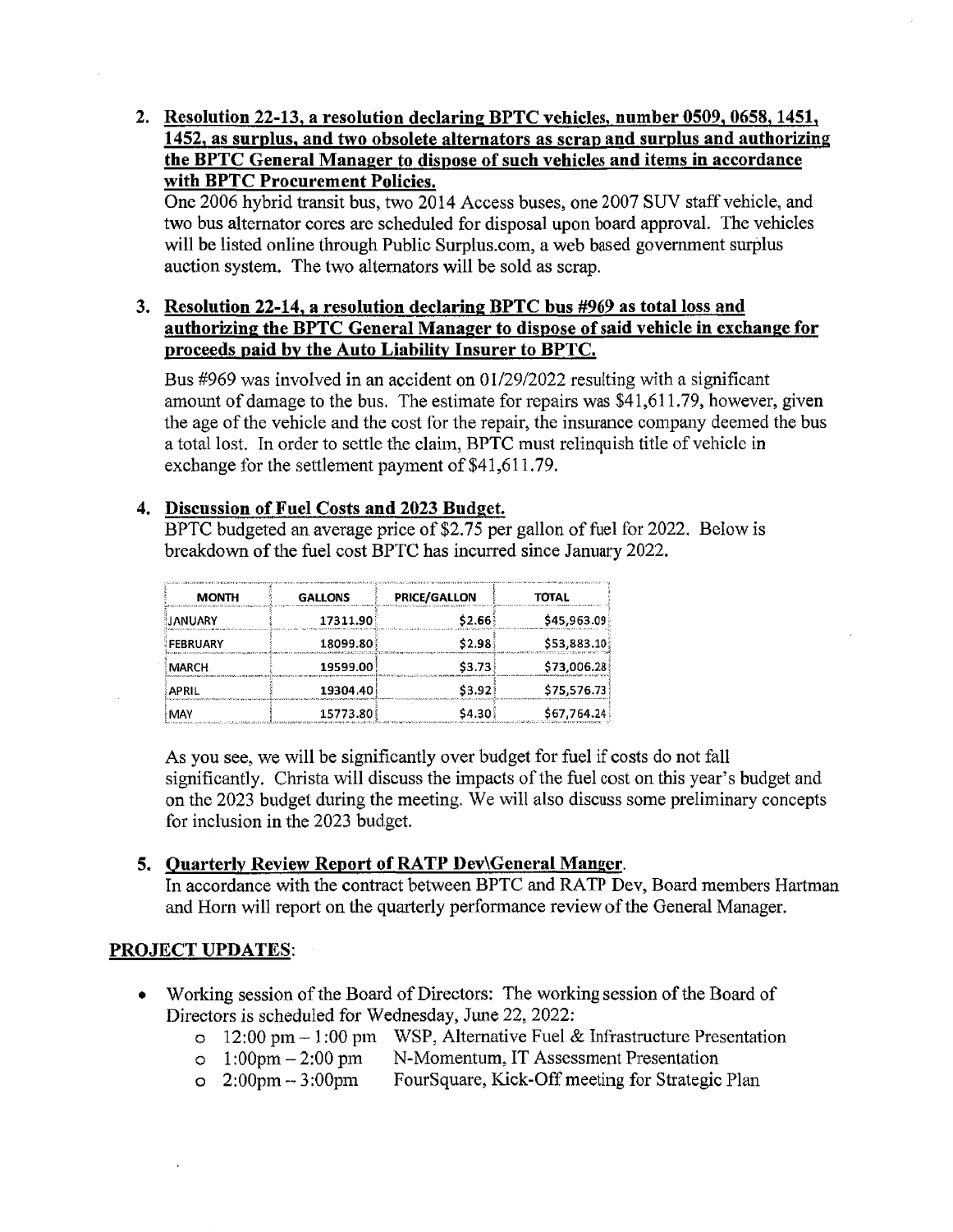2. **Resolution 22-13, a resolution declaring BPTC vehicles, number 0509, 0658, 1451, 1452, as surplus, and two obsolete alternators as scrap and surplus and authorizing the BPTC General Manager to dispose of such vehicles and items in accordance with BPTC Procurement Policies.**

   One 2006 hybrid transit bus, two 2014 Access buses, one 2007 SUV staff vehicle, and two bus alternator cores are scheduled for disposal upon board approval. The vehicles will be listed online through Public Surplus.com, a web based government surplus auction system. The two alternators will be sold as scrap.

3. **Resolution 22-14, a resolution declaring BPTC bus #969 as total loss and authorizing the BPTC General Manager to dispose of said vehicle in exchange for proceeds paid by the Auto Liability Insurer to BPTC.**

   Bus #969 was involved in an accident on 01/29/2022 resulting with a significant amount of damage to the bus. The estimate for repairs was $41,611.79, however, given the age of the vehicle and the cost for the repair, the insurance company deemed the bus a total lost. In order to settle the claim, BPTC must relinquish title of vehicle in exchange for the settlement payment of $41,611.79.

4. **Discussion of Fuel Costs and 2023 Budget.**

   BPTC budgeted an average price of $2.75 per gallon of fuel for 2022. Below is breakdown of the fuel cost BPTC has incurred since January 2022.

| MONTH | GALLONS | PRICE/GALLON | TOTAL |
|---|---|---|---|
| JANUARY | 17311.90 | $2.66 | $45,963.09 |
| FEBRUARY | 18099.80 | $2.98 | $53,883.10 |
| MARCH | 19599.00 | $3.73 | $73,006.28 |
| APRIL | 19304.40 | $3.92 | $75,576.73 |
| MAY | 15773.80 | $4.30 | $67,764.24 |

   As you see, we will be significantly over budget for fuel if costs do not fall significantly. Christa will discuss the impacts of the fuel cost on this year's budget and on the 2023 budget during the meeting. We will also discuss some preliminary concepts for inclusion in the 2023 budget.

5. **Quarterly Review Report of RATP Dev\General Manger.**

   In accordance with the contract between BPTC and RATP Dev, Board members Hartman and Horn will report on the quarterly performance review of the General Manager.

## PROJECT UPDATES:

- Working session of the Board of Directors: The working session of the Board of Directors is scheduled for Wednesday, June 22, 2022:
  - 12:00 pm – 1:00 pm WSP, Alternative Fuel & Infrastructure Presentation
  - 1:00pm – 2:00 pm N-Momentum, IT Assessment Presentation
  - 2:00pm – 3:00pm FourSquare, Kick-Off meeting for Strategic Plan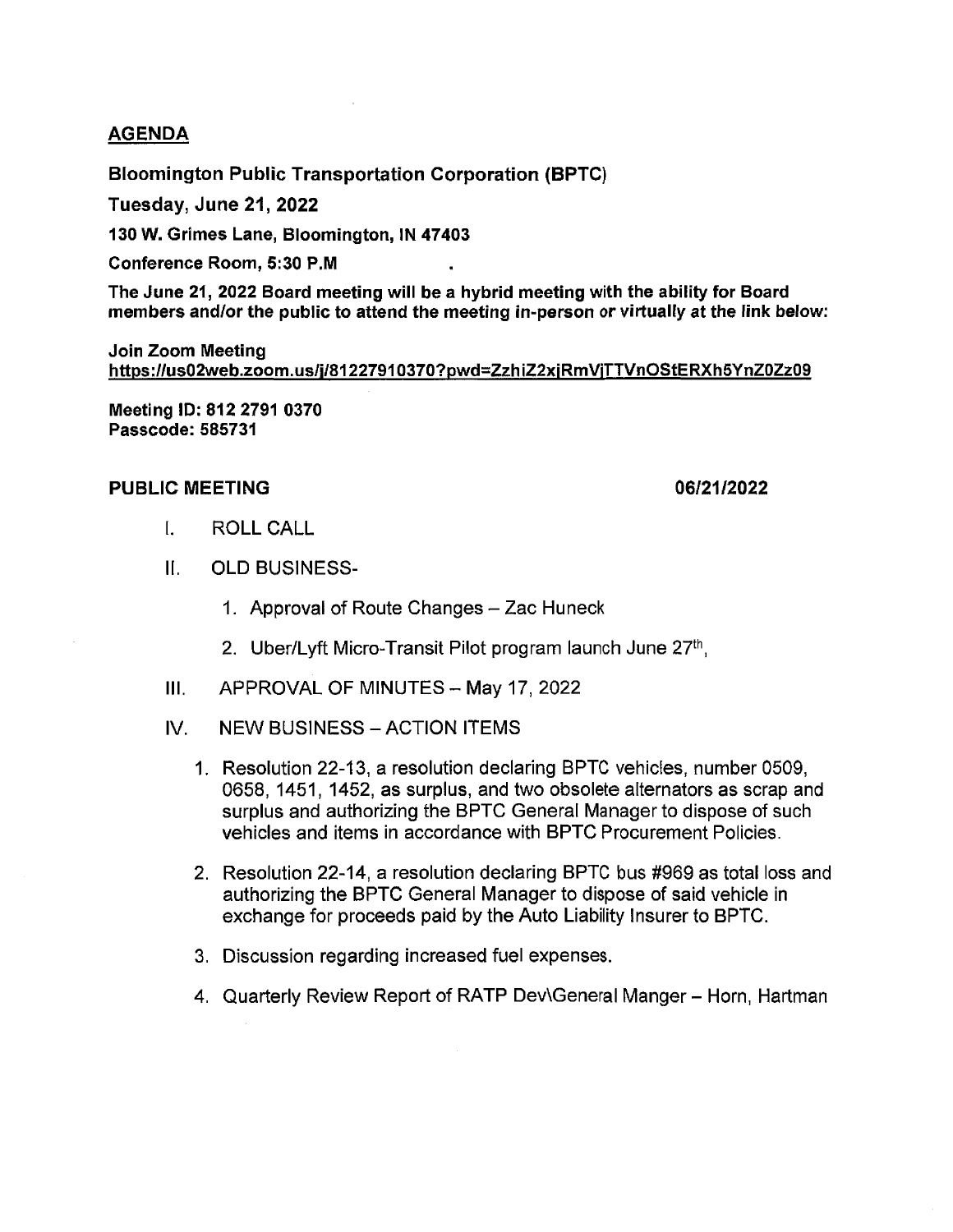## AGENDA

**Bloomington Public Transportation Corporation (BPTC)**

**Tuesday, June 21, 2022**

**130 W. Grimes Lane, Bloomington, IN 47403**

**Conference Room, 5:30 P.M**

**The June 21, 2022 Board meeting will be a hybrid meeting with the ability for Board members and/or the public to attend the meeting in-person or virtually at the link below:**

**Join Zoom Meeting**
**https://us02web.zoom.us/j/81227910370?pwd=ZzhiZ2xjRmVjTTVnOStERXh5YnZ0Zz09**

**Meeting ID: 812 2791 0370**
**Passcode: 585731**

**PUBLIC MEETING** **06/21/2022**

I. ROLL CALL

II. OLD BUSINESS-

1. Approval of Route Changes – Zac Huneck
2. Uber/Lyft Micro-Transit Pilot program launch June 27th,

III. APPROVAL OF MINUTES – May 17, 2022

IV. NEW BUSINESS – ACTION ITEMS

1. Resolution 22-13, a resolution declaring BPTC vehicles, number 0509, 0658, 1451, 1452, as surplus, and two obsolete alternators as scrap and surplus and authorizing the BPTC General Manager to dispose of such vehicles and items in accordance with BPTC Procurement Policies.
2. Resolution 22-14, a resolution declaring BPTC bus #969 as total loss and authorizing the BPTC General Manager to dispose of said vehicle in exchange for proceeds paid by the Auto Liability Insurer to BPTC.
3. Discussion regarding increased fuel expenses.
4. Quarterly Review Report of RATP Dev\General Manger – Horn, Hartman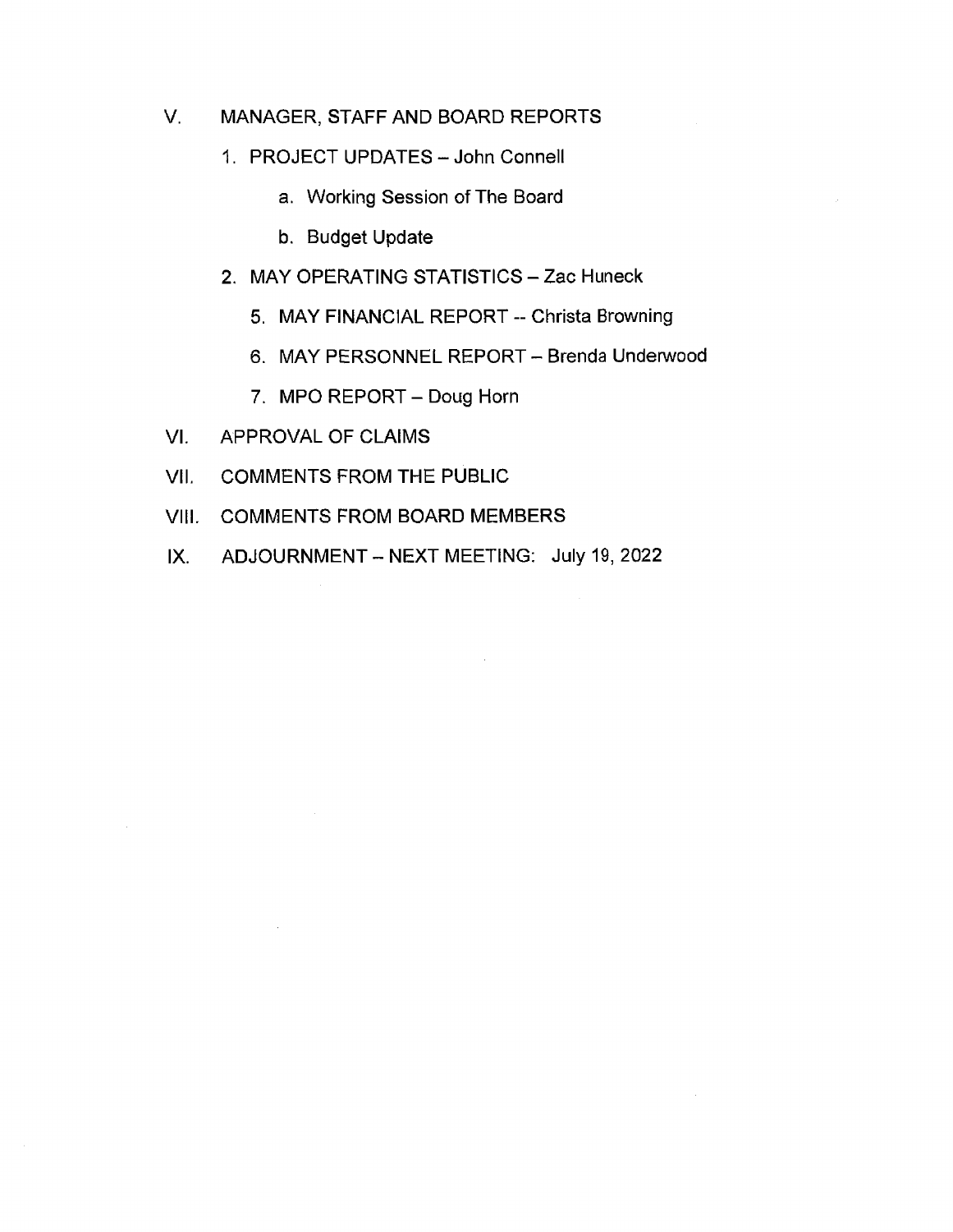V. MANAGER, STAFF AND BOARD REPORTS

1. PROJECT UPDATES – John Connell
    a. Working Session of The Board
    b. Budget Update
2. MAY OPERATING STATISTICS – Zac Huneck
5. MAY FINANCIAL REPORT -- Christa Browning
6. MAY PERSONNEL REPORT – Brenda Underwood
7. MPO REPORT – Doug Horn

VI. APPROVAL OF CLAIMS

VII. COMMENTS FROM THE PUBLIC

VIII. COMMENTS FROM BOARD MEMBERS

IX. ADJOURNMENT – NEXT MEETING: July 19, 2022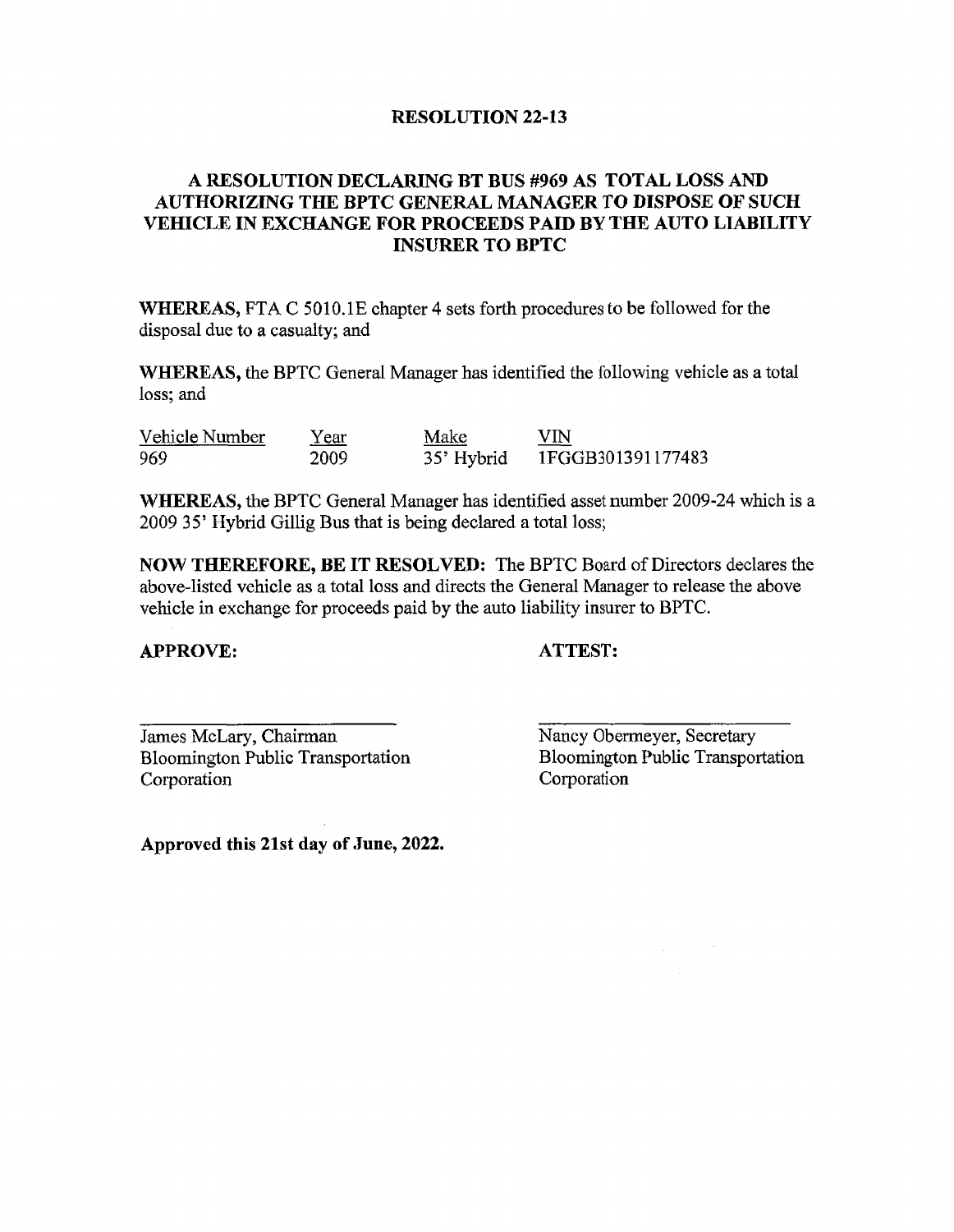# RESOLUTION 22-13

## A RESOLUTION DECLARING BT BUS #969 AS TOTAL LOSS AND AUTHORIZING THE BPTC GENERAL MANAGER TO DISPOSE OF SUCH VEHICLE IN EXCHANGE FOR PROCEEDS PAID BY THE AUTO LIABILITY INSURER TO BPTC

**WHEREAS,** FTA C 5010.1E chapter 4 sets forth procedures to be followed for the disposal due to a casualty; and

**WHEREAS,** the BPTC General Manager has identified the following vehicle as a total loss; and

| Vehicle Number | Year | Make | VIN |
|---|---|---|---|
| 969 | 2009 | 35' Hybrid | 1FGGB301391177483 |

**WHEREAS,** the BPTC General Manager has identified asset number 2009-24 which is a 2009 35' Hybrid Gillig Bus that is being declared a total loss;

**NOW THEREFORE, BE IT RESOLVED:** The BPTC Board of Directors declares the above-listed vehicle as a total loss and directs the General Manager to release the above vehicle in exchange for proceeds paid by the auto liability insurer to BPTC.

**APPROVE:**

James McLary, Chairman
Bloomington Public Transportation Corporation

**ATTEST:**

Nancy Obermeyer, Secretary
Bloomington Public Transportation Corporation

**Approved this 21st day of June, 2022.**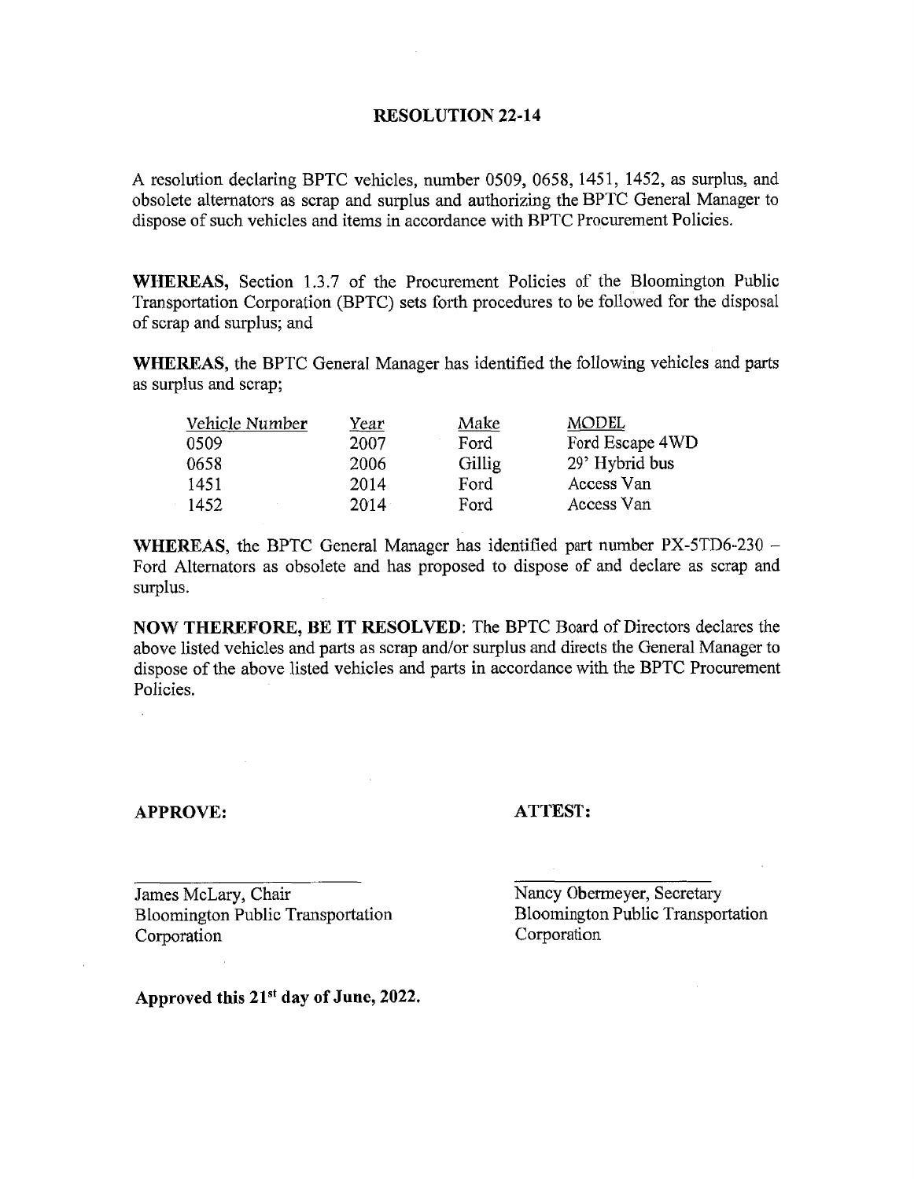# RESOLUTION 22-14

A resolution declaring BPTC vehicles, number 0509, 0658, 1451, 1452, as surplus, and obsolete alternators as scrap and surplus and authorizing the BPTC General Manager to dispose of such vehicles and items in accordance with BPTC Procurement Policies.

**WHEREAS,** Section 1.3.7 of the Procurement Policies of the Bloomington Public Transportation Corporation (BPTC) sets forth procedures to be followed for the disposal of scrap and surplus; and

**WHEREAS,** the BPTC General Manager has identified the following vehicles and parts as surplus and scrap;

| Vehicle Number | Year | Make | MODEL |
|---|---|---|---|
| 0509 | 2007 | Ford | Ford Escape 4WD |
| 0658 | 2006 | Gillig | 29' Hybrid bus |
| 1451 | 2014 | Ford | Access Van |
| 1452 | 2014 | Ford | Access Van |

**WHEREAS,** the BPTC General Manager has identified part number PX-5TD6-230 – Ford Alternators as obsolete and has proposed to dispose of and declare as scrap and surplus.

**NOW THEREFORE, BE IT RESOLVED**: The BPTC Board of Directors declares the above listed vehicles and parts as scrap and/or surplus and directs the General Manager to dispose of the above listed vehicles and parts in accordance with the BPTC Procurement Policies.

**APPROVE:**

James McLary, Chair
Bloomington Public Transportation Corporation

**ATTEST:**

Nancy Obermeyer, Secretary
Bloomington Public Transportation Corporation

**Approved this 21st day of June, 2022.**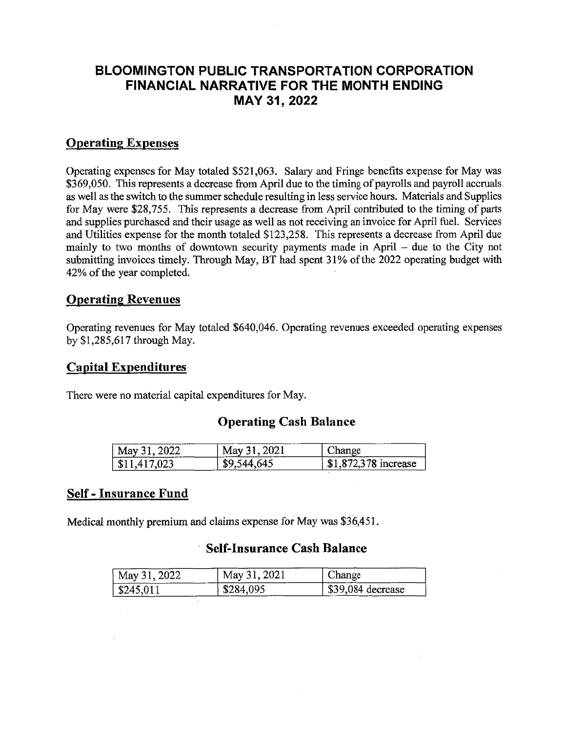# BLOOMINGTON PUBLIC TRANSPORTATION CORPORATION FINANCIAL NARRATIVE FOR THE MONTH ENDING MAY 31, 2022

## Operating Expenses

Operating expenses for May totaled $521,063. Salary and Fringe benefits expense for May was $369,050. This represents a decrease from April due to the timing of payrolls and payroll accruals as well as the switch to the summer schedule resulting in less service hours. Materials and Supplies for May were $28,755. This represents a decrease from April contributed to the timing of parts and supplies purchased and their usage as well as not receiving an invoice for April fuel. Services and Utilities expense for the month totaled $123,258. This represents a decrease from April due mainly to two months of downtown security payments made in April – due to the City not submitting invoices timely. Through May, BT had spent 31% of the 2022 operating budget with 42% of the year completed.

## Operating Revenues

Operating revenues for May totaled $640,046. Operating revenues exceeded operating expenses by $1,285,617 through May.

## Capital Expenditures

There were no material capital expenditures for May.

### Operating Cash Balance

| May 31, 2022 | May 31, 2021 | Change |
|---|---|---|
| $11,417,023 | $9,544,645 | $1,872,378 increase |

## Self - Insurance Fund

Medical monthly premium and claims expense for May was $36,451.

### Self-Insurance Cash Balance

| May 31, 2022 | May 31, 2021 | Change |
|---|---|---|
| $245,011 | $284,095 | $39,084 decrease |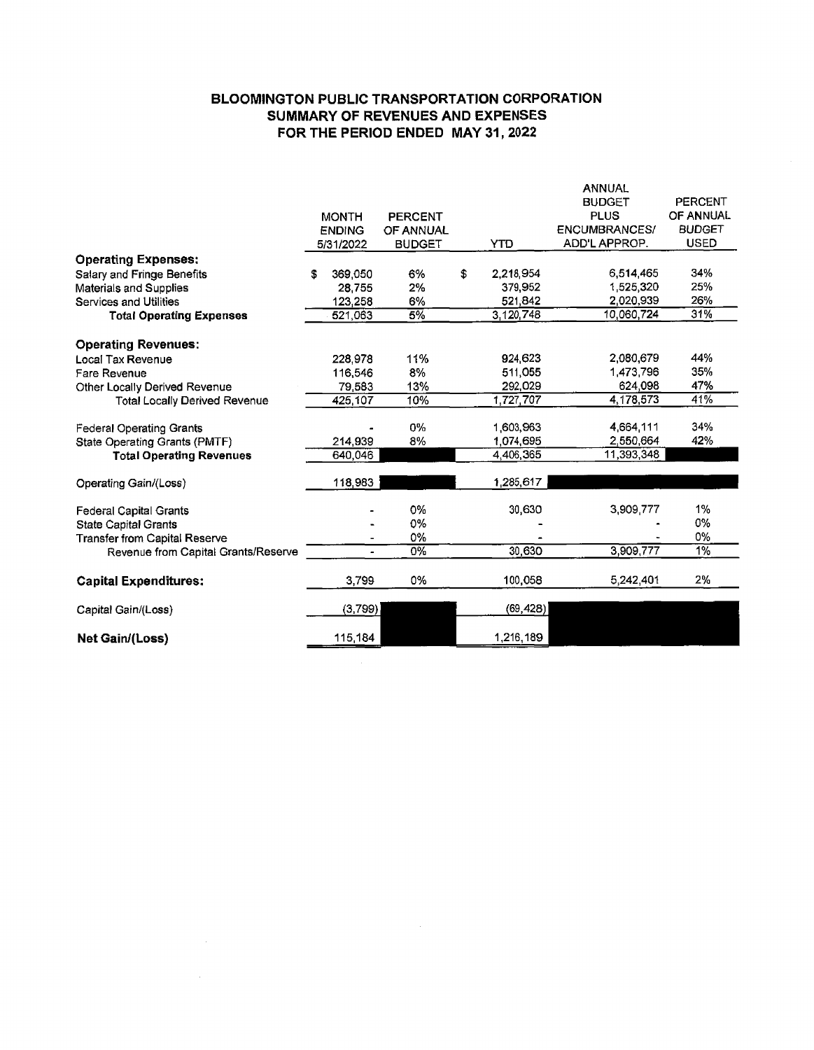# BLOOMINGTON PUBLIC TRANSPORTATION CORPORATION
## SUMMARY OF REVENUES AND EXPENSES
## FOR THE PERIOD ENDED MAY 31, 2022

| | MONTH ENDING 5/31/2022 | PERCENT OF ANNUAL BUDGET | YTD | ANNUAL BUDGET PLUS ENCUMBRANCES/ ADD'L APPROP. | PERCENT OF ANNUAL BUDGET USED |
|---|---|---|---|---|---|
| **Operating Expenses:** | | | | | |
| Salary and Fringe Benefits | $ 369,050 | 6% | $ 2,218,954 | 6,514,465 | 34% |
| Materials and Supplies | 28,755 | 2% | 379,952 | 1,525,320 | 25% |
| Services and Utilities | 123,258 | 6% | 521,842 | 2,020,939 | 26% |
| **Total Operating Expenses** | 521,063 | 5% | 3,120,748 | 10,060,724 | 31% |
| **Operating Revenues:** | | | | | |
| Local Tax Revenue | 228,978 | 11% | 924,623 | 2,080,679 | 44% |
| Fare Revenue | 116,546 | 8% | 511,055 | 1,473,796 | 35% |
| Other Locally Derived Revenue | 79,583 | 13% | 292,029 | 624,098 | 47% |
| Total Locally Derived Revenue | 425,107 | 10% | 1,727,707 | 4,178,573 | 41% |
| Federal Operating Grants | - | 0% | 1,603,963 | 4,664,111 | 34% |
| State Operating Grants (PMTF) | 214,939 | 8% | 1,074,695 | 2,550,664 | 42% |
| **Total Operating Revenues** | 640,046 | | 4,406,365 | 11,393,348 | |
| Operating Gain/(Loss) | 118,983 | | 1,285,617 | | |
| Federal Capital Grants | - | 0% | 30,630 | 3,909,777 | 1% |
| State Capital Grants | - | 0% | - | - | 0% |
| Transfer from Capital Reserve | - | 0% | - | - | 0% |
| Revenue from Capital Grants/Reserve | - | 0% | 30,630 | 3,909,777 | 1% |
| **Capital Expenditures:** | 3,799 | 0% | 100,058 | 5,242,401 | 2% |
| Capital Gain/(Loss) | (3,799) | | (69,428) | | |
| **Net Gain/(Loss)** | 115,184 | | 1,216,189 | | |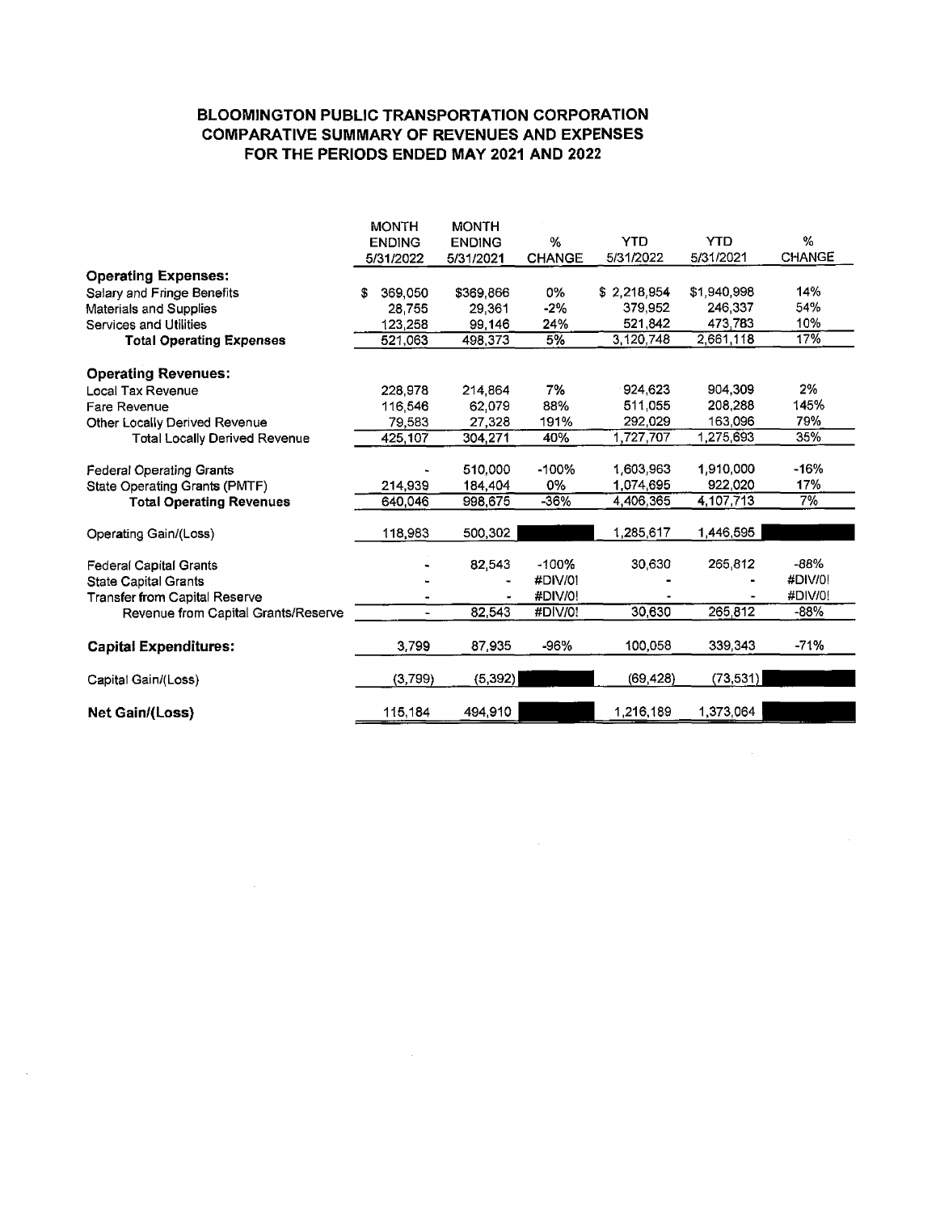# BLOOMINGTON PUBLIC TRANSPORTATION CORPORATION
## COMPARATIVE SUMMARY OF REVENUES AND EXPENSES
## FOR THE PERIODS ENDED MAY 2021 AND 2022

| | MONTH ENDING 5/31/2022 | MONTH ENDING 5/31/2021 | % CHANGE | YTD 5/31/2022 | YTD 5/31/2021 | % CHANGE |
|---|---|---|---|---|---|---|
| **Operating Expenses:** | | | | | | |
| Salary and Fringe Benefits | $ 369,050 | $369,866 | 0% | $ 2,218,954 | $1,940,998 | 14% |
| Materials and Supplies | 28,755 | 29,361 | -2% | 379,952 | 246,337 | 54% |
| Services and Utilities | 123,258 | 99,146 | 24% | 521,842 | 473,783 | 10% |
| **Total Operating Expenses** | 521,063 | 498,373 | 5% | 3,120,748 | 2,661,118 | 17% |
| **Operating Revenues:** | | | | | | |
| Local Tax Revenue | 228,978 | 214,864 | 7% | 924,623 | 904,309 | 2% |
| Fare Revenue | 116,546 | 62,079 | 88% | 511,055 | 208,288 | 145% |
| Other Locally Derived Revenue | 79,583 | 27,328 | 191% | 292,029 | 163,096 | 79% |
| Total Locally Derived Revenue | 425,107 | 304,271 | 40% | 1,727,707 | 1,275,693 | 35% |
| Federal Operating Grants | - | 510,000 | -100% | 1,603,963 | 1,910,000 | -16% |
| State Operating Grants (PMTF) | 214,939 | 184,404 | 0% | 1,074,695 | 922,020 | 17% |
| **Total Operating Revenues** | 640,046 | 998,675 | -36% | 4,406,365 | 4,107,713 | 7% |
| Operating Gain/(Loss) | 118,983 | 500,302 | | 1,285,617 | 1,446,595 | |
| Federal Capital Grants | - | 82,543 | -100% | 30,630 | 265,812 | -88% |
| State Capital Grants | - | - | #DIV/0! | - | - | #DIV/0! |
| Transfer from Capital Reserve | - | - | #DIV/0! | - | - | #DIV/0! |
| Revenue from Capital Grants/Reserve | - | 82,543 | #DIV/0! | 30,630 | 265,812 | -88% |
| **Capital Expenditures:** | 3,799 | 87,935 | -96% | 100,058 | 339,343 | -71% |
| Capital Gain/(Loss) | (3,799) | (5,392) | | (69,428) | (73,531) | |
| **Net Gain/(Loss)** | 115,184 | 494,910 | | 1,216,189 | 1,373,064 | |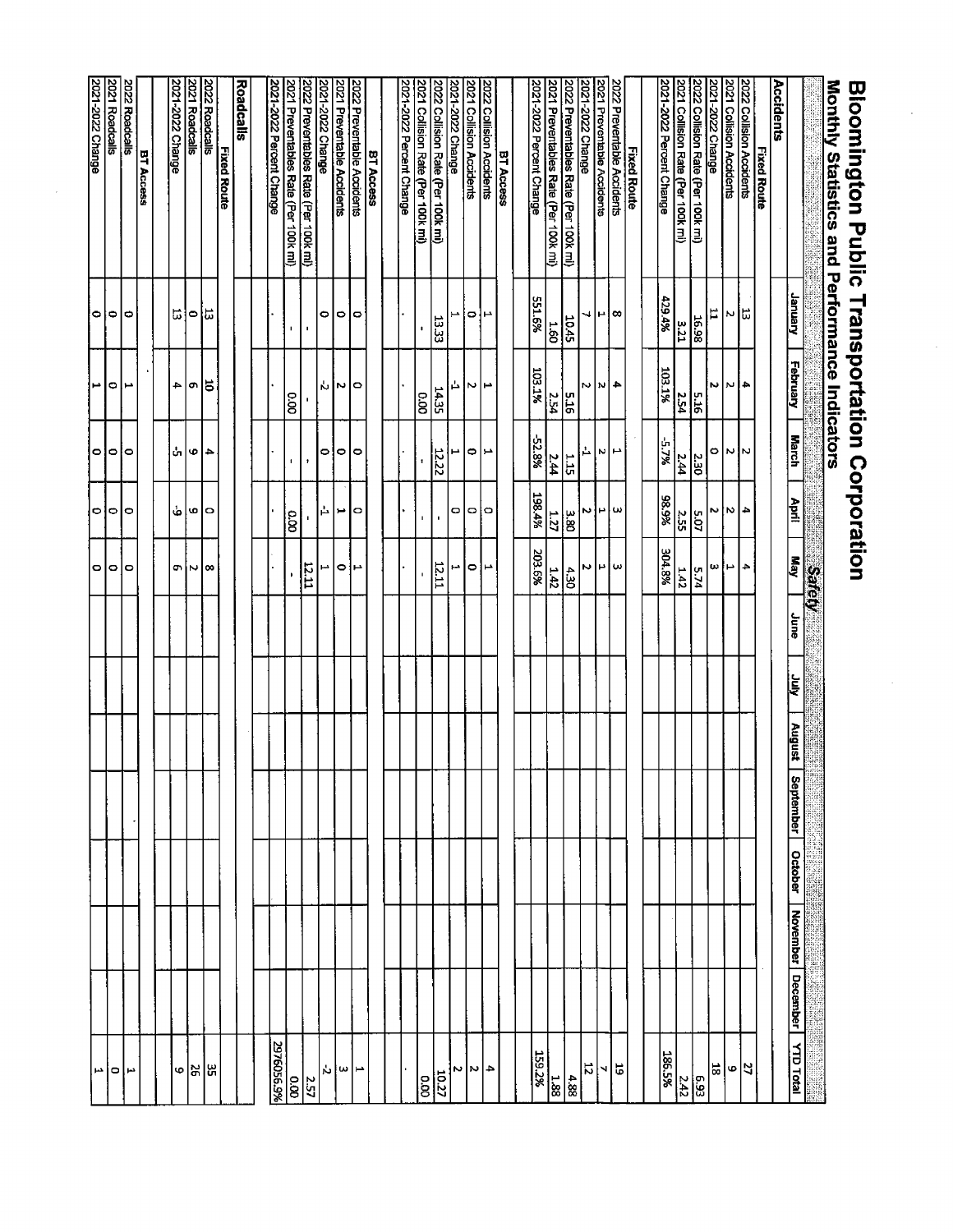# Bloomington Public Transportation Corporation

## Monthly Statistics and Performance Indicators

### Safety

| | January | February | March | April | May | June | July | August | September | October | November | December | YTD Total |
|---|---|---|---|---|---|---|---|---|---|---|---|---|---|
| **Accidents** | | | | | | | | | | | | | |
| **Fixed Route** | | | | | | | | | | | | | |
| 2022 Collision Accidents | 13 | 4 | 2 | 4 | 4 | | | | | | | | 27 |
| 2021 Collision Accidents | 2 | 2 | 2 | 2 | 1 | | | | | | | | 9 |
| 2021-2022 Change | 11 | 2 | 0 | 2 | 3 | | | | | | | | 18 |
| 2022 Collision Rate (Per 100k mi) | 16.98 | 5.16 | 2.30 | 5.07 | 5.74 | | | | | | | | 6.93 |
| 2021 Collision Rate (Per 100k mi) | 3.21 | 2.54 | 2.44 | 2.55 | 1.42 | | | | | | | | 2.42 |
| 2021-2022 Percent Change | 429.4% | 103.1% | -5.7% | 98.9% | 304.8% | | | | | | | | 186.5% |
| **Fixed Route** | | | | | | | | | | | | | |
| 2022 Preventable Accidents | 8 | 4 | 1 | 3 | 3 | | | | | | | | 19 |
| 2021 Preventable Accidents | 1 | 2 | 2 | 1 | 1 | | | | | | | | 7 |
| 2021-2022 Change | 7 | 2 | -1 | 2 | 2 | | | | | | | | 12 |
| 2022 Preventables Rate (Per 100k mi) | 10.45 | 5.16 | 1.15 | 3.80 | 4.30 | | | | | | | | 4.88 |
| 2021 Preventables Rate (Per 100k mi) | 1.60 | 2.54 | 2.44 | 1.27 | 1.42 | | | | | | | | 1.88 |
| 2021-2022 Percent Change | 551.6% | 103.1% | -52.8% | 198.4% | 203.6% | | | | | | | | 159.2% |
| **BT Access** | | | | | | | | | | | | | |
| 2022 Collision Accidents | 1 | 1 | 1 | 0 | 1 | | | | | | | | 4 |
| 2021 Collision Accidents | 0 | 2 | 0 | 0 | 0 | | | | | | | | 2 |
| 2021-2022 Change | 1 | -1 | 1 | 0 | 1 | | | | | | | | 2 |
| 2022 Collision Rate (Per 100k mi) | 13.33 | 14.35 | 12.22 | - | 12.11 | | | | | | | | 10.27 |
| 2021 Collision Rate (Per 100k mi) | - | 0.00 | - | - | - | | | | | | | | 0.00 |
| 2021-2022 Percent Change | - | - | - | - | - | | | | | | | | - |
| **BT Access** | | | | | | | | | | | | | |
| 2022 Preventable Accidents | 0 | 0 | 0 | 0 | 1 | | | | | | | | 1 |
| 2021 Preventable Accidents | 0 | 2 | 0 | 1 | 0 | | | | | | | | 3 |
| 2021-2022 Change | 0 | -2 | 0 | -1 | 1 | | | | | | | | -2 |
| 2022 Preventables Rate (Per 100k mi) | - | - | - | - | 12.11 | | | | | | | | 2.57 |
| 2021 Preventables Rate (Per 100k mi) | - | 0.00 | - | 0.00 | - | | | | | | | | 0.00 |
| 2021-2022 Percent Change | - | - | - | - | - | | | | | | | | 297605.9% |
| **Roadcalls** | | | | | | | | | | | | | |
| **Fixed Route** | | | | | | | | | | | | | |
| 2022 Roadcalls | 13 | 10 | 4 | 0 | 8 | | | | | | | | 35 |
| 2021 Roadcalls | 0 | 6 | 9 | 9 | 2 | | | | | | | | 26 |
| 2021-2022 Change | 13 | 4 | -5 | -9 | 6 | | | | | | | | 9 |
| **BT Access** | | | | | | | | | | | | | |
| 2022 Roadcalls | 0 | 1 | 0 | 0 | 0 | | | | | | | | 1 |
| 2021 Roadcalls | 0 | 0 | 0 | 0 | 0 | | | | | | | | 0 |
| 2021-2022 Change | 0 | 1 | 0 | 0 | 0 | | | | | | | | 1 |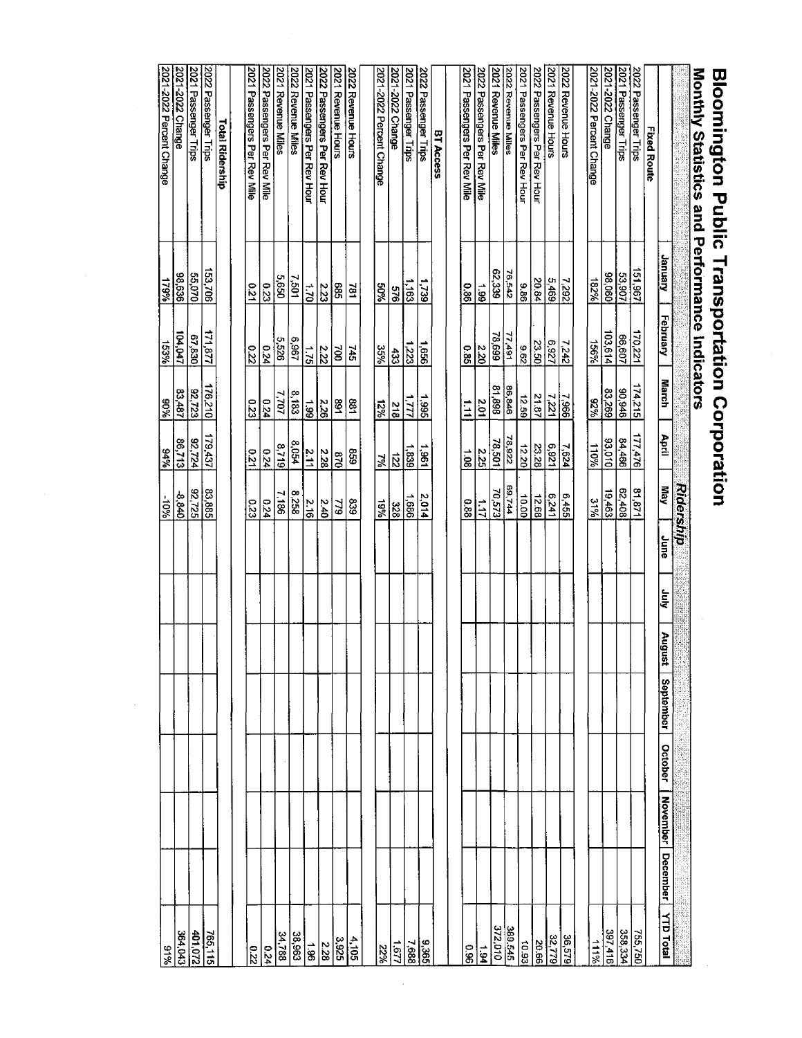# Bloomington Public Transportation Corporation

## Monthly Statistics and Performance Indicators

| | January | February | March | April | May | June | July | August | September | October | November | December | YTD Total |
|---|---|---|---|---|---|---|---|---|---|---|---|---|---|
| | | | | | Ridership | | | | | | | | |
| **Fixed Route** | | | | | | | | | | | | | |
| 2022 Passenger Trips | 151,967 | 170,221 | 174,215 | 177,476 | 81,871 | | | | | | | | 755,750 |
| 2021 Passenger Trips | 53,907 | 66,607 | 90,946 | 84,466 | 62,408 | | | | | | | | 358,334 |
| 2021-2022 Change | 98,060 | 103,614 | 83,269 | 93,010 | 19,463 | | | | | | | | 397,416 |
| 2021-2022 Percent Change | 182% | 156% | 92% | 110% | 31% | | | | | | | | 111% |
| | | | | | | | | | | | | | |
| 2022 Revenue Hours | 7,292 | 7,242 | 7,966 | 7,624 | 6,455 | | | | | | | | 36,579 |
| 2021 Revenue Hours | 5,469 | 6,927 | 7,221 | 6,921 | 6,241 | | | | | | | | 32,779 |
| 2022 Passengers Per Rev Hour | 20.84 | 23.50 | 21.87 | 23.28 | 12.68 | | | | | | | | 20.66 |
| 2021 Passengers Per Rev Hour | 9.86 | 9.62 | 12.59 | 12.20 | 10.00 | | | | | | | | 10.93 |
| 2022 Revenue Miles | 76,542 | 77,491 | 86,846 | 78,922 | 69,744 | | | | | | | | 389,545 |
| 2021 Revenue Miles | 62,339 | 78,699 | 81,898 | 78,501 | 70,573 | | | | | | | | 372,010 |
| 2022 Passengers Per Rev Mile | 1.99 | 2.20 | 2.01 | 2.25 | 1.17 | | | | | | | | 1.94 |
| 2021 Passengers Per Rev Mile | 0.86 | 0.85 | 1.11 | 1.08 | 0.88 | | | | | | | | 0.96 |
| | | | | | | | | | | | | | |
| **BT Access** | | | | | | | | | | | | | |
| 2022 Passenger Trips | 1,739 | 1,656 | 1,995 | 1,961 | 2,014 | | | | | | | | 9,365 |
| 2021 Passenger Trips | 1,163 | 1,223 | 1,777 | 1,839 | 1,686 | | | | | | | | 7,688 |
| 2021-2022 Change | 576 | 433 | 218 | 122 | 328 | | | | | | | | 1,677 |
| 2021-2022 Percent Change | 50% | 35% | 12% | 7% | 19% | | | | | | | | 22% |
| | | | | | | | | | | | | | |
| 2022 Revenue Hours | 781 | 745 | 881 | 859 | 839 | | | | | | | | 4,105 |
| 2021 Revenue Hours | 685 | 700 | 891 | 870 | 779 | | | | | | | | 3,925 |
| 2022 Passengers Per Rev Hour | 2.23 | 2.22 | 2.26 | 2.28 | 2.40 | | | | | | | | 2.28 |
| 2021 Passengers Per Rev Hour | 1.70 | 1.75 | 1.99 | 2.11 | 2.16 | | | | | | | | 1.96 |
| 2022 Revenue Miles | 7,501 | 6,967 | 8,183 | 8,054 | 8,258 | | | | | | | | 38,963 |
| 2021 Revenue Miles | 5,650 | 5,526 | 7,707 | 8,719 | 7,186 | | | | | | | | 34,788 |
| 2022 Passengers Per Rev Mile | 0.23 | 0.24 | 0.24 | 0.24 | 0.24 | | | | | | | | 0.24 |
| 2021 Passengers Per Rev Mile | 0.21 | 0.22 | 0.23 | 0.21 | 0.23 | | | | | | | | 0.22 |
| | | | | | | | | | | | | | |
| **Total Ridership** | | | | | | | | | | | | | |
| 2022 Passenger Trips | 153,706 | 171,877 | 176,210 | 179,437 | 83,885 | | | | | | | | 765,115 |
| 2021 Passenger Trips | 55,070 | 67,830 | 92,723 | 92,724 | 92,725 | | | | | | | | 401,072 |
| 2021-2022 Change | 98,636 | 104,047 | 83,487 | 86,713 | -8,840 | | | | | | | | 364,043 |
| 2021-2022 Percent Change | 179% | 153% | 90% | 94% | -10% | | | | | | | | 91% |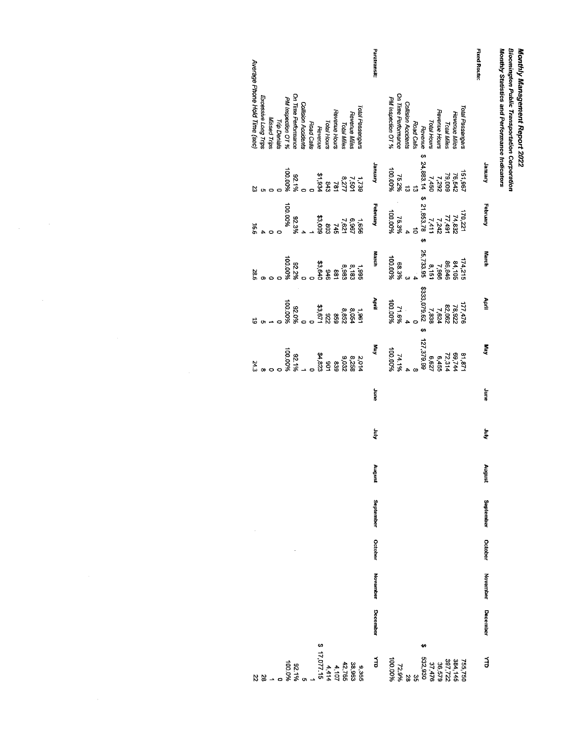# Monthly Management Report 2022

## Bloomington Public Transportation Corporation

### Monthly Statistics and Performance Indicators

**Fixed Route:**

| | January | February | March | April | May | June | July | August | September | October | November | December | YTD |
|---|---|---|---|---|---|---|---|---|---|---|---|---|---|
| Total Passengers | 151,967 | 170,221 | 174,215 | 177,476 | 81,871 | | | | | | | | 755,750 |
| Revenue Miles | 76,542 | 74,832 | 84,105 | 78,922 | 69,744 | | | | | | | | 384,145 |
| Total Miles | 79,009 | 77,491 | 86,846 | 82,062 | 72,314 | | | | | | | | 397,722 |
| Revenue Hours | 7,292 | 7,242 | 7,966 | 7,624 | 6,455 | | | | | | | | 36,579 |
| Total Hours | 7,450 | 7,411 | 8,151 | 7,838 | 6,627 | | | | | | | | 37,476 |
| Revenue | $ 24,883.14 | $ 21,853.78 | $ 25,733.95 | $333,079.62 | $ 127,379.99 | | | | | | | | $ 532,930 |
| Road Calls | 13 | 10 | 4 | 0 | 8 | | | | | | | | 35 |
| Collision Accidents | 13 | 4 | 3 | 4 | 4 | | | | | | | | 28 |
| On Time Performance | 75.2% | 75.3% | 68.3% | 71.6% | 74.1% | | | | | | | | 72.9% |
| PM Inspection OT % | 100.00% | 100.00% | 100.00% | 100.00% | 100.00% | | | | | | | | 100.00% |

**Paratransit:**

| | January | February | March | April | May | June | July | August | September | October | November | December | YTD |
|---|---|---|---|---|---|---|---|---|---|---|---|---|---|
| Total Passengers | 1,739 | 1,656 | 1,995 | 1,961 | 2,014 | | | | | | | | 9,365 |
| Revenue Miles | 7,501 | 6,967 | 8,183 | 8,054 | 8,258 | | | | | | | | 38,963 |
| Total Miles | 8,277 | 7,621 | 8,983 | 8,852 | 9,032 | | | | | | | | 42,765 |
| Revenue Hours | 781 | 745 | 881 | 859 | 839 | | | | | | | | 4,107 |
| Total Hours | 843 | 803 | 946 | 922 | 901 | | | | | | | | 4,414 |
| Revenue | $1,934 | $3,009 | $3,640 | $3,671 | $4,823 | | | | | | | | $ 17,077.15 |
| Road Calls | 0 | 1 | 0 | 0 | 0 | | | | | | | | 1 |
| Collision Accidents | 0 | 4 | 0 | 0 | 1 | | | | | | | | 5 |
| On Time Performance | 92.1% | 92.3% | 92.2% | 92.0% | 92.1% | | | | | | | | 92.1% |
| PM Inspection OT % | 100.00% | 100.00% | 100.00% | 100.00% | 100.00% | | | | | | | | 100.0% |
| Trip Denials | 0 | 0 | 0 | 0 | 0 | | | | | | | | 0 |
| Missed Trips | 0 | 0 | 0 | 1 | 0 | | | | | | | | 1 |
| Excessive Long Trips | 5 | 4 | 6 | 5 | 8 | | | | | | | | 28 |
| Average Phone Hold Time (sec) | 23 | 16.6 | 28.6 | 19 | 24.3 | | | | | | | | 22 |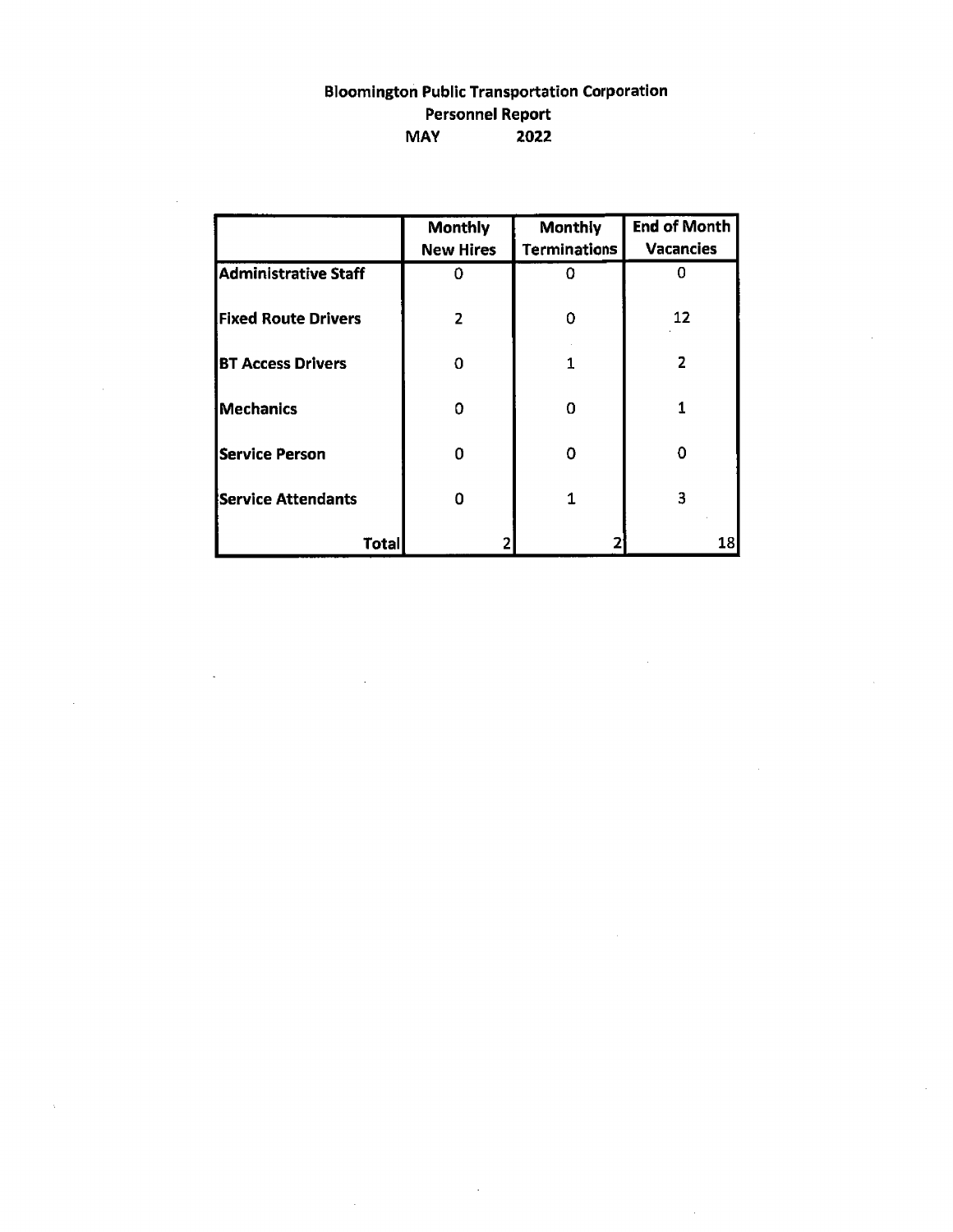# Bloomington Public Transportation Corporation

## Personnel Report

**MAY 2022**

| | Monthly New Hires | Monthly Terminations | End of Month Vacancies |
|---|---|---|---|
| **Administrative Staff** | 0 | 0 | 0 |
| **Fixed Route Drivers** | 2 | 0 | 12 |
| **BT Access Drivers** | 0 | 1 | 2 |
| **Mechanics** | 0 | 0 | 1 |
| **Service Person** | 0 | 0 | 0 |
| **Service Attendants** | 0 | 1 | 3 |
| **Total** | 2 | 2 | 18 |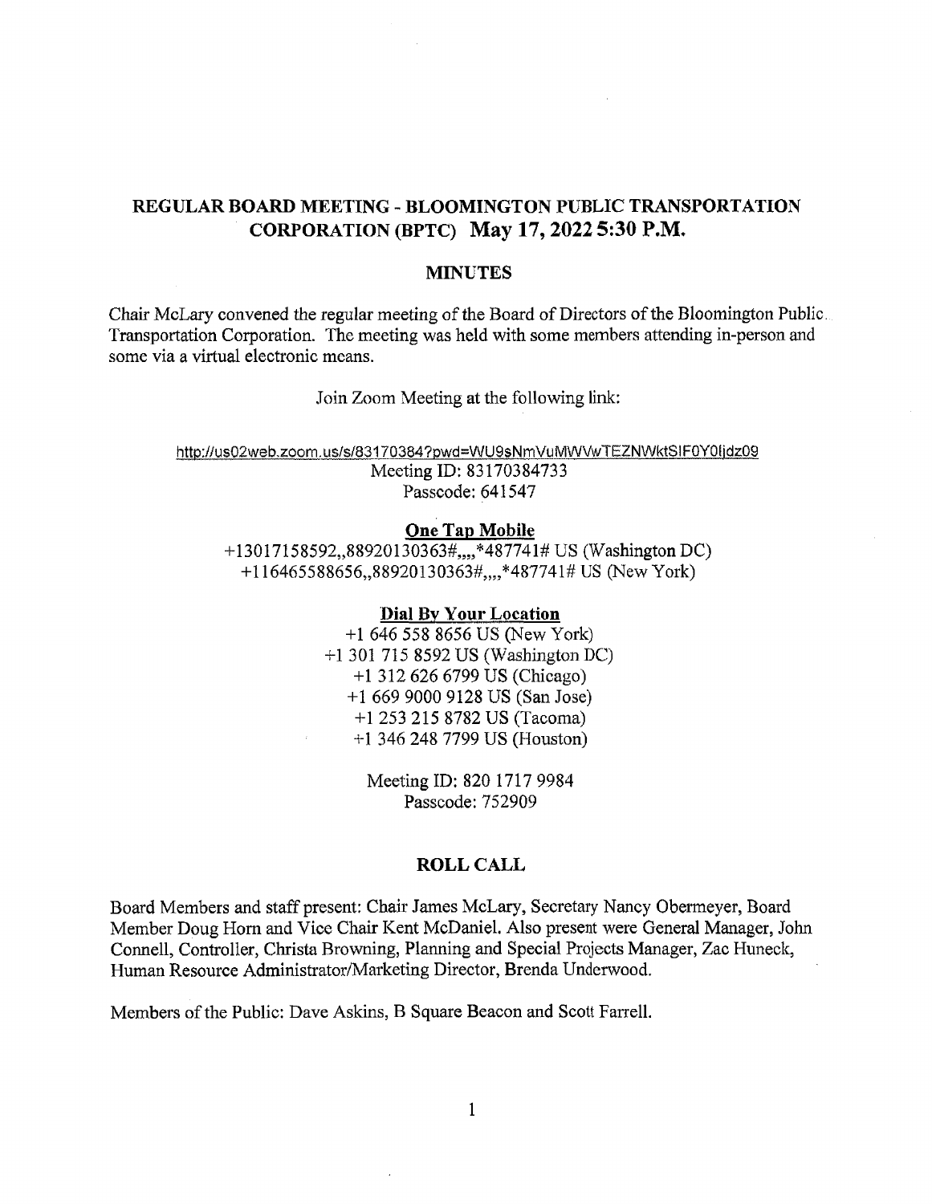# REGULAR BOARD MEETING - BLOOMINGTON PUBLIC TRANSPORTATION CORPORATION (BPTC) May 17, 2022 5:30 P.M.

## MINUTES

Chair McLary convened the regular meeting of the Board of Directors of the Bloomington Public Transportation Corporation. The meeting was held with some members attending in-person and some via a virtual electronic means.

Join Zoom Meeting at the following link:

http://us02web.zoom.us/s/83170384?pwd=WU9sNmVuMWVwTEZNWktSIF0Y0ljdz09
Meeting ID: 83170384733
Passcode: 641547

**One Tap Mobile**
+13017158592,,88920130363#,,,,*487741# US (Washington DC)
+116465588656,,88920130363#,,,,*487741# US (New York)

**Dial By Your Location**
+1 646 558 8656 US (New York)
+1 301 715 8592 US (Washington DC)
+1 312 626 6799 US (Chicago)
+1 669 9000 9128 US (San Jose)
+1 253 215 8782 US (Tacoma)
+1 346 248 7799 US (Houston)

Meeting ID: 820 1717 9984
Passcode: 752909

## ROLL CALL

Board Members and staff present: Chair James McLary, Secretary Nancy Obermeyer, Board Member Doug Horn and Vice Chair Kent McDaniel. Also present were General Manager, John Connell, Controller, Christa Browning, Planning and Special Projects Manager, Zac Huneck, Human Resource Administrator/Marketing Director, Brenda Underwood.

Members of the Public: Dave Askins, B Square Beacon and Scott Farrell.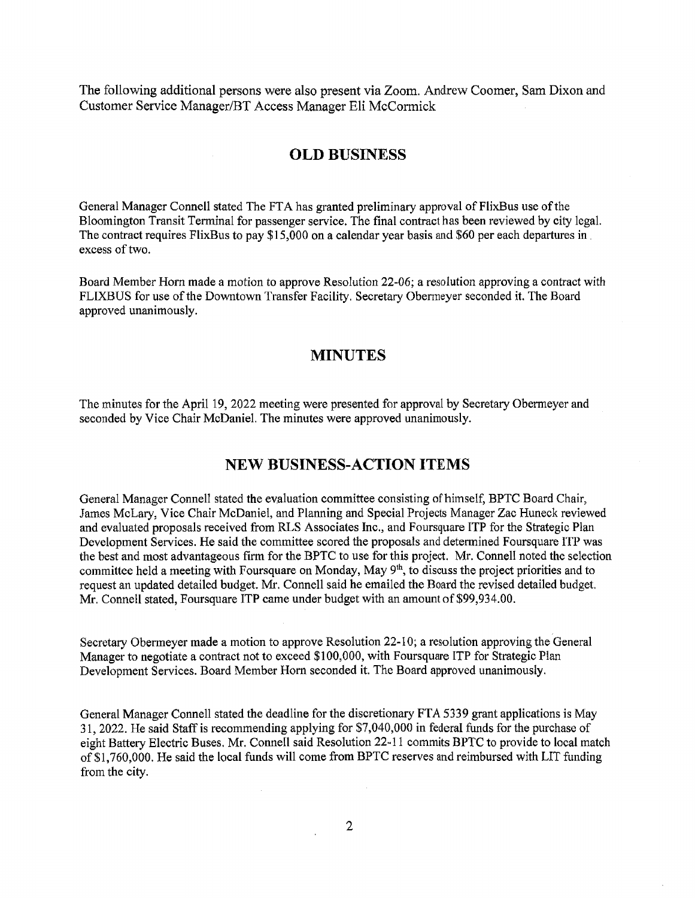The following additional persons were also present via Zoom. Andrew Coomer, Sam Dixon and Customer Service Manager/BT Access Manager Eli McCormick

## OLD BUSINESS

General Manager Connell stated The FTA has granted preliminary approval of FlixBus use of the Bloomington Transit Terminal for passenger service. The final contract has been reviewed by city legal. The contract requires FlixBus to pay $15,000 on a calendar year basis and $60 per each departures in excess of two.

Board Member Horn made a motion to approve Resolution 22-06; a resolution approving a contract with FLIXBUS for use of the Downtown Transfer Facility. Secretary Obermeyer seconded it. The Board approved unanimously.

## MINUTES

The minutes for the April 19, 2022 meeting were presented for approval by Secretary Obermeyer and seconded by Vice Chair McDaniel. The minutes were approved unanimously.

## NEW BUSINESS-ACTION ITEMS

General Manager Connell stated the evaluation committee consisting of himself, BPTC Board Chair, James McLary, Vice Chair McDaniel, and Planning and Special Projects Manager Zac Huneck reviewed and evaluated proposals received from RLS Associates Inc., and Foursquare ITP for the Strategic Plan Development Services. He said the committee scored the proposals and determined Foursquare ITP was the best and most advantageous firm for the BPTC to use for this project. Mr. Connell noted the selection committee held a meeting with Foursquare on Monday, May 9th, to discuss the project priorities and to request an updated detailed budget. Mr. Connell said he emailed the Board the revised detailed budget. Mr. Connell stated, Foursquare ITP came under budget with an amount of $99,934.00.

Secretary Obermeyer made a motion to approve Resolution 22-10; a resolution approving the General Manager to negotiate a contract not to exceed $100,000, with Foursquare ITP for Strategic Plan Development Services. Board Member Horn seconded it. The Board approved unanimously.

General Manager Connell stated the deadline for the discretionary FTA 5339 grant applications is May 31, 2022. He said Staff is recommending applying for $7,040,000 in federal funds for the purchase of eight Battery Electric Buses. Mr. Connell said Resolution 22-11 commits BPTC to provide to local match of $1,760,000. He said the local funds will come from BPTC reserves and reimbursed with LIT funding from the city.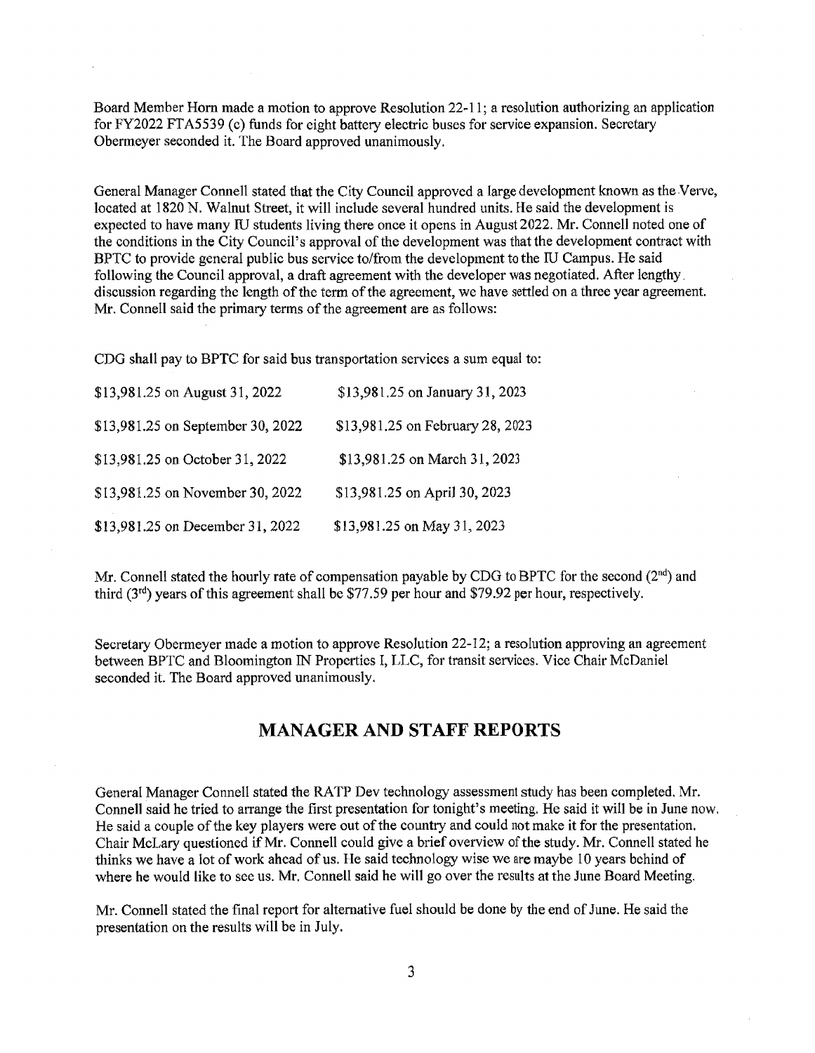Board Member Horn made a motion to approve Resolution 22-11; a resolution authorizing an application for FY2022 FTA5539 (c) funds for eight battery electric buses for service expansion. Secretary Obermeyer seconded it. The Board approved unanimously.

General Manager Connell stated that the City Council approved a large development known as the Verve, located at 1820 N. Walnut Street, it will include several hundred units. He said the development is expected to have many IU students living there once it opens in August 2022. Mr. Connell noted one of the conditions in the City Council's approval of the development was that the development contract with BPTC to provide general public bus service to/from the development to the IU Campus. He said following the Council approval, a draft agreement with the developer was negotiated. After lengthy discussion regarding the length of the term of the agreement, we have settled on a three year agreement. Mr. Connell said the primary terms of the agreement are as follows:

CDG shall pay to BPTC for said bus transportation services a sum equal to:

| | |
|---|---|
| \$13,981.25 on August 31, 2022 | \$13,981.25 on January 31, 2023 |
| \$13,981.25 on September 30, 2022 | \$13,981.25 on February 28, 2023 |
| \$13,981.25 on October 31, 2022 | \$13,981.25 on March 31, 2023 |
| \$13,981.25 on November 30, 2022 | \$13,981.25 on April 30, 2023 |
| \$13,981.25 on December 31, 2022 | \$13,981.25 on May 31, 2023 |

Mr. Connell stated the hourly rate of compensation payable by CDG to BPTC for the second (2nd) and third (3rd) years of this agreement shall be \$77.59 per hour and \$79.92 per hour, respectively.

Secretary Obermeyer made a motion to approve Resolution 22-12; a resolution approving an agreement between BPTC and Bloomington IN Properties I, LLC, for transit services. Vice Chair McDaniel seconded it. The Board approved unanimously.

## MANAGER AND STAFF REPORTS

General Manager Connell stated the RATP Dev technology assessment study has been completed. Mr. Connell said he tried to arrange the first presentation for tonight's meeting. He said it will be in June now. He said a couple of the key players were out of the country and could not make it for the presentation. Chair McLary questioned if Mr. Connell could give a brief overview of the study. Mr. Connell stated he thinks we have a lot of work ahead of us. He said technology wise we are maybe 10 years behind of where he would like to see us. Mr. Connell said he will go over the results at the June Board Meeting.

Mr. Connell stated the final report for alternative fuel should be done by the end of June. He said the presentation on the results will be in July.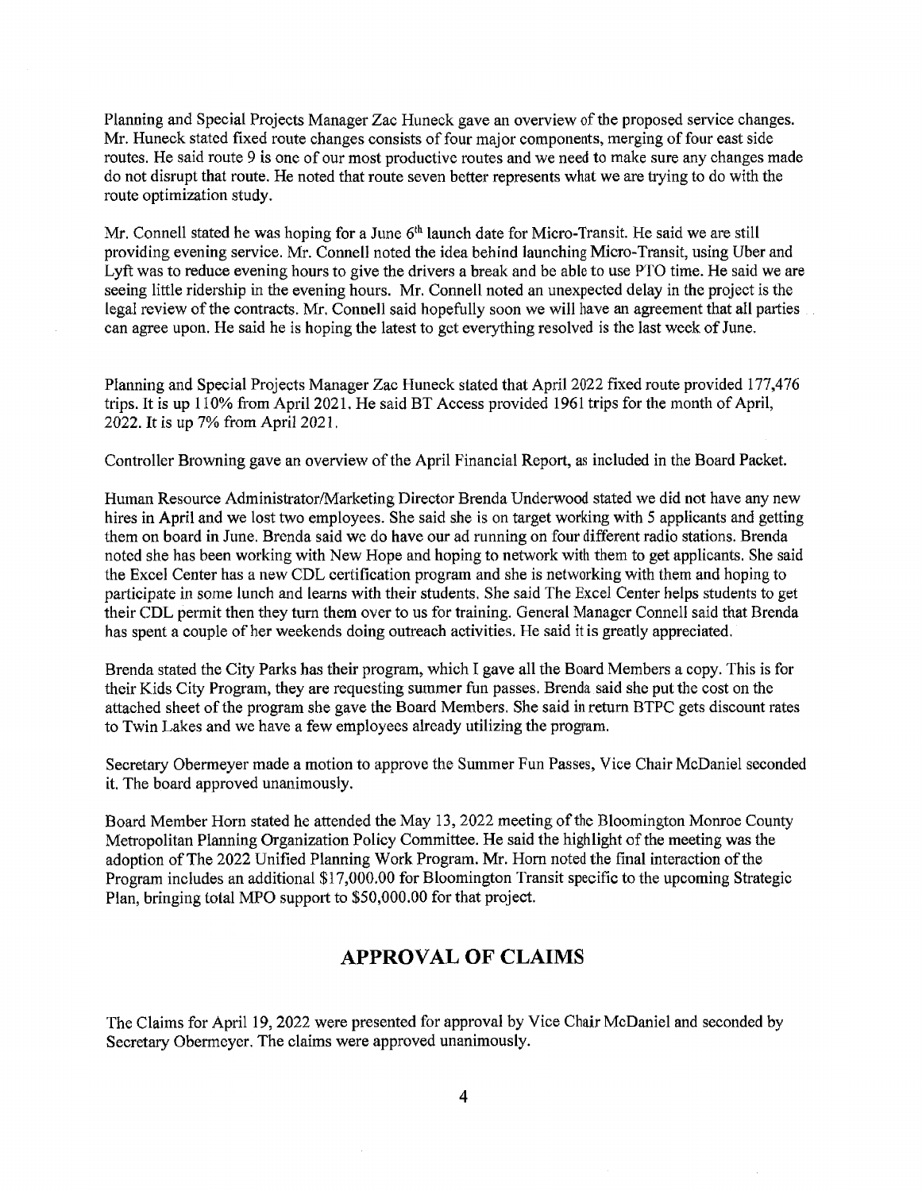Planning and Special Projects Manager Zac Huneck gave an overview of the proposed service changes. Mr. Huneck stated fixed route changes consists of four major components, merging of four east side routes. He said route 9 is one of our most productive routes and we need to make sure any changes made do not disrupt that route. He noted that route seven better represents what we are trying to do with the route optimization study.

Mr. Connell stated he was hoping for a June 6th launch date for Micro-Transit. He said we are still providing evening service. Mr. Connell noted the idea behind launching Micro-Transit, using Uber and Lyft was to reduce evening hours to give the drivers a break and be able to use PTO time. He said we are seeing little ridership in the evening hours. Mr. Connell noted an unexpected delay in the project is the legal review of the contracts. Mr. Connell said hopefully soon we will have an agreement that all parties can agree upon. He said he is hoping the latest to get everything resolved is the last week of June.

Planning and Special Projects Manager Zac Huneck stated that April 2022 fixed route provided 177,476 trips. It is up 110% from April 2021. He said BT Access provided 1961 trips for the month of April, 2022. It is up 7% from April 2021.

Controller Browning gave an overview of the April Financial Report, as included in the Board Packet.

Human Resource Administrator/Marketing Director Brenda Underwood stated we did not have any new hires in April and we lost two employees. She said she is on target working with 5 applicants and getting them on board in June. Brenda said we do have our ad running on four different radio stations. Brenda noted she has been working with New Hope and hoping to network with them to get applicants. She said the Excel Center has a new CDL certification program and she is networking with them and hoping to participate in some lunch and learns with their students. She said The Excel Center helps students to get their CDL permit then they turn them over to us for training. General Manager Connell said that Brenda has spent a couple of her weekends doing outreach activities. He said it is greatly appreciated.

Brenda stated the City Parks has their program, which I gave all the Board Members a copy. This is for their Kids City Program, they are requesting summer fun passes. Brenda said she put the cost on the attached sheet of the program she gave the Board Members. She said in return BTPC gets discount rates to Twin Lakes and we have a few employees already utilizing the program.

Secretary Obermeyer made a motion to approve the Summer Fun Passes, Vice Chair McDaniel seconded it. The board approved unanimously.

Board Member Horn stated he attended the May 13, 2022 meeting of the Bloomington Monroe County Metropolitan Planning Organization Policy Committee. He said the highlight of the meeting was the adoption of The 2022 Unified Planning Work Program. Mr. Horn noted the final interaction of the Program includes an additional $17,000.00 for Bloomington Transit specific to the upcoming Strategic Plan, bringing total MPO support to $50,000.00 for that project.

## APPROVAL OF CLAIMS

The Claims for April 19, 2022 were presented for approval by Vice Chair McDaniel and seconded by Secretary Obermeyer. The claims were approved unanimously.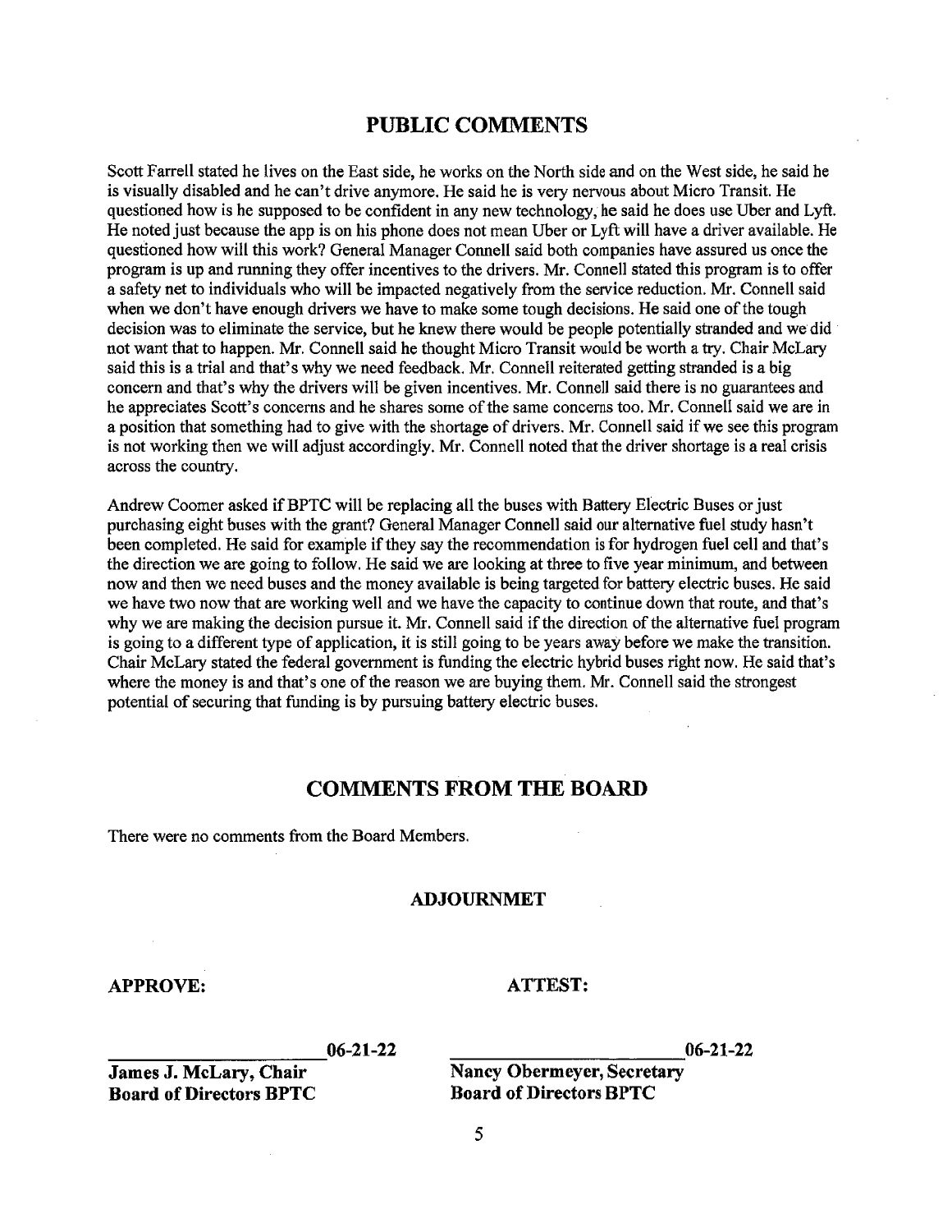## PUBLIC COMMENTS

Scott Farrell stated he lives on the East side, he works on the North side and on the West side, he said he is visually disabled and he can't drive anymore. He said he is very nervous about Micro Transit. He questioned how is he supposed to be confident in any new technology, he said he does use Uber and Lyft. He noted just because the app is on his phone does not mean Uber or Lyft will have a driver available. He questioned how will this work? General Manager Connell said both companies have assured us once the program is up and running they offer incentives to the drivers. Mr. Connell stated this program is to offer a safety net to individuals who will be impacted negatively from the service reduction. Mr. Connell said when we don't have enough drivers we have to make some tough decisions. He said one of the tough decision was to eliminate the service, but he knew there would be people potentially stranded and we did not want that to happen. Mr. Connell said he thought Micro Transit would be worth a try. Chair McLary said this is a trial and that's why we need feedback. Mr. Connell reiterated getting stranded is a big concern and that's why the drivers will be given incentives. Mr. Connell said there is no guarantees and he appreciates Scott's concerns and he shares some of the same concerns too. Mr. Connell said we are in a position that something had to give with the shortage of drivers. Mr. Connell said if we see this program is not working then we will adjust accordingly. Mr. Connell noted that the driver shortage is a real crisis across the country.

Andrew Coomer asked if BPTC will be replacing all the buses with Battery Electric Buses or just purchasing eight buses with the grant? General Manager Connell said our alternative fuel study hasn't been completed. He said for example if they say the recommendation is for hydrogen fuel cell and that's the direction we are going to follow. He said we are looking at three to five year minimum, and between now and then we need buses and the money available is being targeted for battery electric buses. He said we have two now that are working well and we have the capacity to continue down that route, and that's why we are making the decision pursue it. Mr. Connell said if the direction of the alternative fuel program is going to a different type of application, it is still going to be years away before we make the transition. Chair McLary stated the federal government is funding the electric hybrid buses right now. He said that's where the money is and that's one of the reason we are buying them. Mr. Connell said the strongest potential of securing that funding is by pursuing battery electric buses.

## COMMENTS FROM THE BOARD

There were no comments from the Board Members.

### ADJOURNMET

**APPROVE:**

\_\_\_\_\_\_\_\_\_\_\_\_\_\_\_\_\_\_\_\_ **06-21-22**

**James J. McLary, Chair**
**Board of Directors BPTC**

**ATTEST:**

\_\_\_\_\_\_\_\_\_\_\_\_\_\_\_\_\_\_\_\_ **06-21-22**

**Nancy Obermeyer, Secretary**
**Board of Directors BPTC**